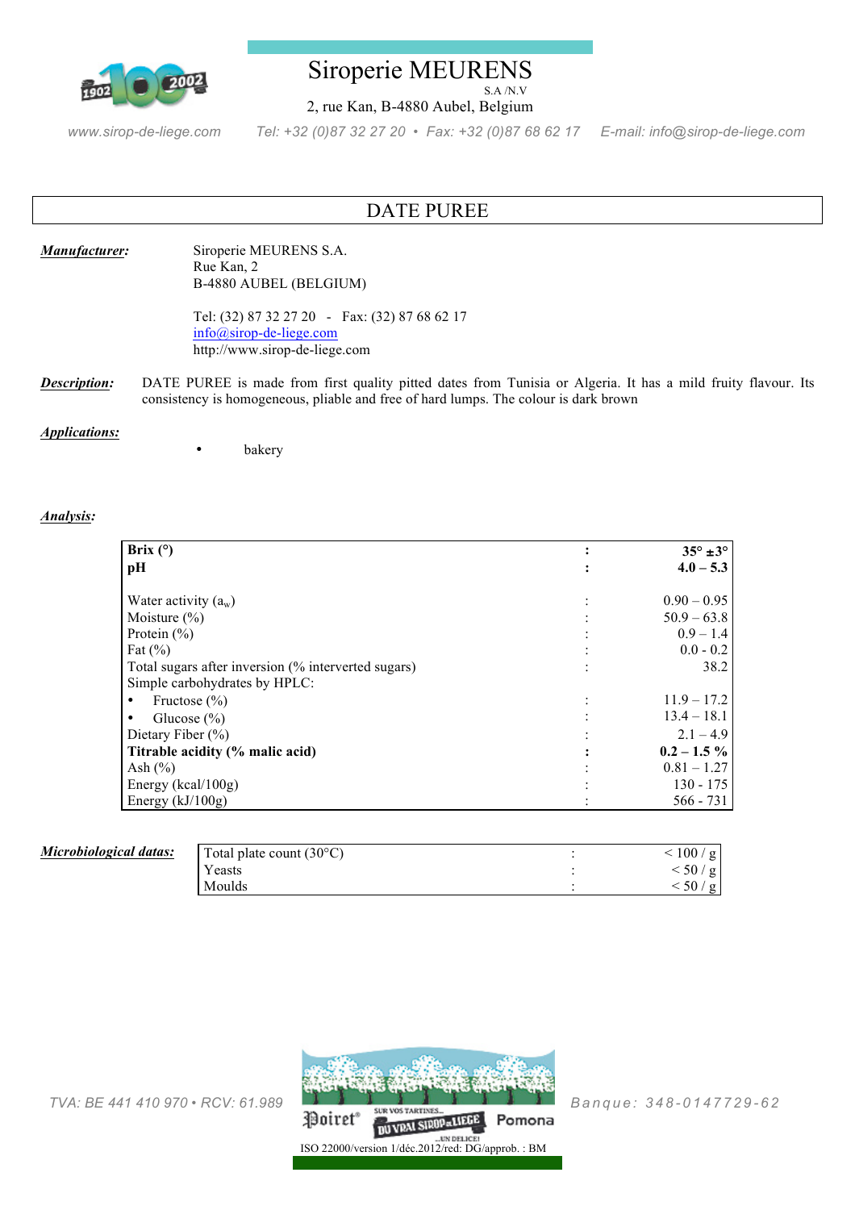# Siroperie MEURENS

S.A /N.V

2, rue Kan, B-4880 Aubel, Belgium

www.sirop-de-liege.com Tel: +32 (0)87 32 27 20 • Fax: +32 (0)87 68 62 17 E-mail: info@sirop-de-liege.com

## DATE PUREE

***Manufacturer:***

Siroperie MEURENS S.A.
Rue Kan, 2
B-4880 AUBEL (BELGIUM)

Tel: (32) 87 32 27 20 - Fax: (32) 87 68 62 17
info@sirop-de-liege.com
http://www.sirop-de-liege.com

***Description:*** DATE PUREE is made from first quality pitted dates from Tunisia or Algeria. It has a mild fruity flavour. Its consistency is homogeneous, pliable and free of hard lumps. The colour is dark brown

***Applications:***

- bakery

***Analysis:***

| | | |
|---|---|---|
| **Brix (°)** | **:** | **35° ±3°** |
| **pH** | **:** | **4.0 – 5.3** |
| | | |
| Water activity ($a_w$) | : | 0.90 – 0.95 |
| Moisture (%) | : | 50.9 – 63.8 |
| Protein (%) | : | 0.9 – 1.4 |
| Fat (%) | : | 0.0 - 0.2 |
| Total sugars after inversion (% interverted sugars) | : | 38.2 |
| Simple carbohydrates by HPLC: | | |
| • Fructose (%) | : | 11.9 – 17.2 |
| • Glucose (%) | : | 13.4 – 18.1 |
| Dietary Fiber (%) | : | 2.1 – 4.9 |
| **Titrable acidity (% malic acid)** | **:** | **0.2 – 1.5 %** |
| Ash (%) | : | 0.81 – 1.27 |
| Energy (kcal/100g) | : | 130 - 175 |
| Energy (kJ/100g) | : | 566 - 731 |

***Microbiological datas:***

| | | |
|---|---|---|
| Total plate count (30°C) | : | < 100 / g |
| Yeasts | : | < 50 / g |
| Moulds | : | < 50 / g |

TVA: BE 441 410 970 • RCV: 61.989 Banque: 348-0147729-62

ISO 22000/version 1/déc.2012/red: DG/approb. : BM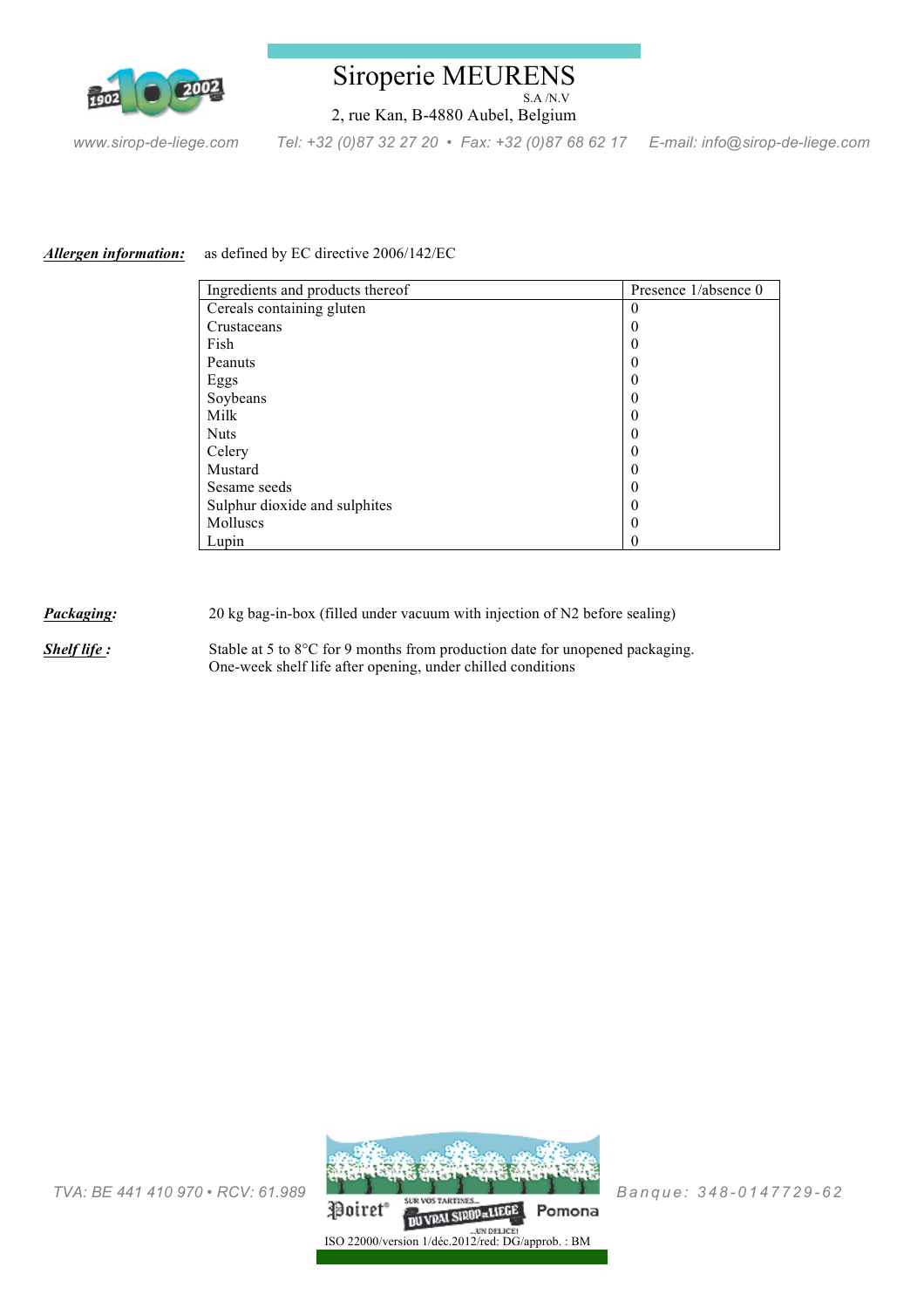# Siroperie MEURENS

S.A /N.V

2, rue Kan, B-4880 Aubel, Belgium

www.sirop-de-liege.com Tel: +32 (0)87 32 27 20 • Fax: +32 (0)87 68 62 17 E-mail: info@sirop-de-liege.com

***Allergen information:*** as defined by EC directive 2006/142/EC

| Ingredients and products thereof | Presence 1/absence 0 |
|---|---|
| Cereals containing gluten | 0 |
| Crustaceans | 0 |
| Fish | 0 |
| Peanuts | 0 |
| Eggs | 0 |
| Soybeans | 0 |
| Milk | 0 |
| Nuts | 0 |
| Celery | 0 |
| Mustard | 0 |
| Sesame seeds | 0 |
| Sulphur dioxide and sulphites | 0 |
| Molluscs | 0 |
| Lupin | 0 |

***Packaging:*** 20 kg bag-in-box (filled under vacuum with injection of $N_2$ before sealing)

***Shelf life :*** Stable at 5 to 8°C for 9 months from production date for unopened packaging.
One-week shelf life after opening, under chilled conditions

TVA: BE 441 410 970 • RCV: 61.989

Banque: 348-0147729-62

ISO 22000/version 1/déc.2012/red: DG/approb. : BM